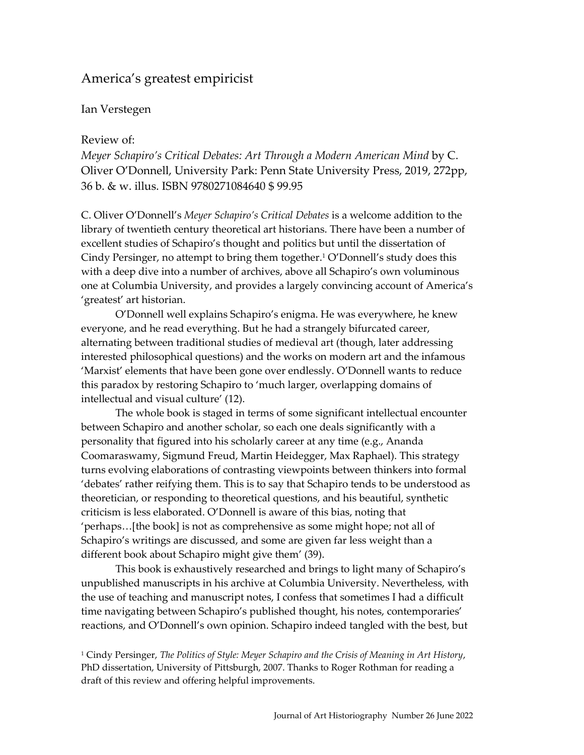# America's greatest empiricist

Ian Verstegen

Review of:

*Meyer Schapiro's Critical Debates: Art Through a Modern American Mind* by C. Oliver O'Donnell, University Park: Penn State University Press, 2019, 272pp, 36 b. & w. illus. ISBN 9780271084640 $ 99.95

C. Oliver O'Donnell's *Meyer Schapiro's Critical Debates* is a welcome addition to the library of twentieth century theoretical art historians. There have been a number of excellent studies of Schapiro's thought and politics but until the dissertation of Cindy Persinger, no attempt to bring them together.[1] O'Donnell's study does this with a deep dive into a number of archives, above all Schapiro's own voluminous one at Columbia University, and provides a largely convincing account of America's 'greatest' art historian.

O'Donnell well explains Schapiro's enigma. He was everywhere, he knew everyone, and he read everything. But he had a strangely bifurcated career, alternating between traditional studies of medieval art (though, later addressing interested philosophical questions) and the works on modern art and the infamous 'Marxist' elements that have been gone over endlessly. O'Donnell wants to reduce this paradox by restoring Schapiro to 'much larger, overlapping domains of intellectual and visual culture' (12).

The whole book is staged in terms of some significant intellectual encounter between Schapiro and another scholar, so each one deals significantly with a personality that figured into his scholarly career at any time (e.g., Ananda Coomaraswamy, Sigmund Freud, Martin Heidegger, Max Raphael). This strategy turns evolving elaborations of contrasting viewpoints between thinkers into formal 'debates' rather reifying them. This is to say that Schapiro tends to be understood as theoretician, or responding to theoretical questions, and his beautiful, synthetic criticism is less elaborated. O'Donnell is aware of this bias, noting that 'perhaps…[the book] is not as comprehensive as some might hope; not all of Schapiro's writings are discussed, and some are given far less weight than a different book about Schapiro might give them' (39).

This book is exhaustively researched and brings to light many of Schapiro's unpublished manuscripts in his archive at Columbia University. Nevertheless, with the use of teaching and manuscript notes, I confess that sometimes I had a difficult time navigating between Schapiro's published thought, his notes, contemporaries' reactions, and O'Donnell's own opinion. Schapiro indeed tangled with the best, but

[1] Cindy Persinger, *The Politics of Style: Meyer Schapiro and the Crisis of Meaning in Art History*, PhD dissertation, University of Pittsburgh, 2007. Thanks to Roger Rothman for reading a draft of this review and offering helpful improvements.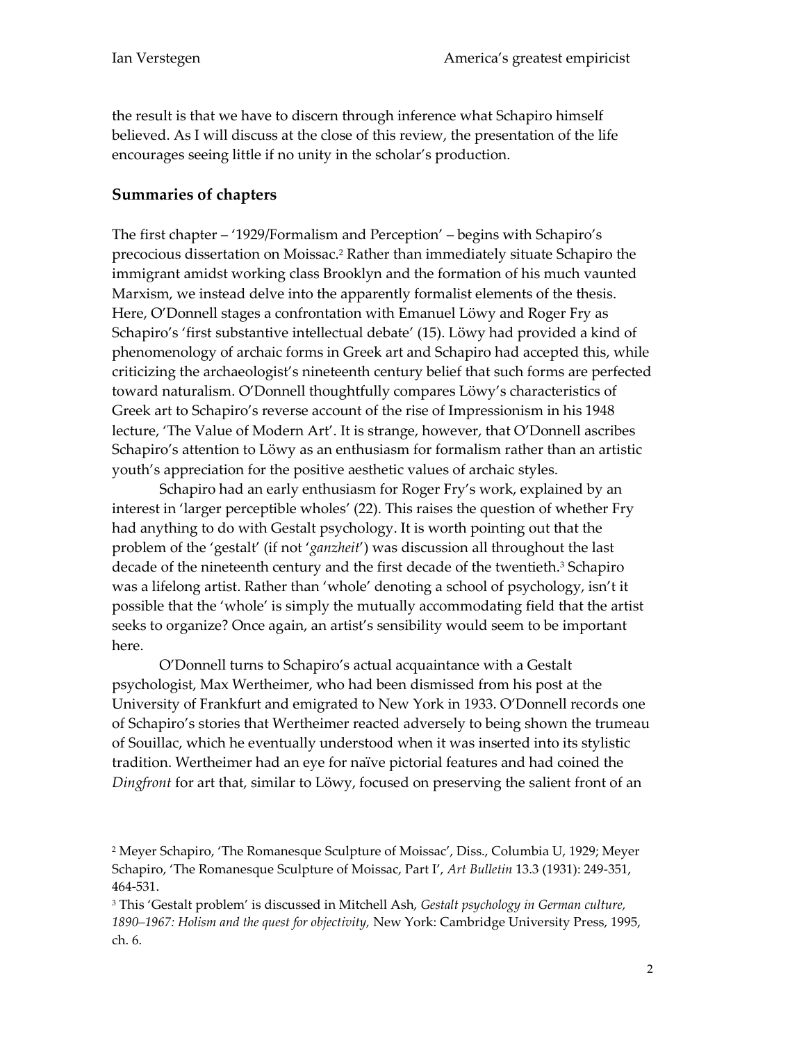the result is that we have to discern through inference what Schapiro himself believed. As I will discuss at the close of this review, the presentation of the life encourages seeing little if no unity in the scholar's production.

## Summaries of chapters

The first chapter – '1929/Formalism and Perception' – begins with Schapiro's precocious dissertation on Moissac.[2] Rather than immediately situate Schapiro the immigrant amidst working class Brooklyn and the formation of his much vaunted Marxism, we instead delve into the apparently formalist elements of the thesis. Here, O'Donnell stages a confrontation with Emanuel Löwy and Roger Fry as Schapiro's 'first substantive intellectual debate' (15). Löwy had provided a kind of phenomenology of archaic forms in Greek art and Schapiro had accepted this, while criticizing the archaeologist's nineteenth century belief that such forms are perfected toward naturalism. O'Donnell thoughtfully compares Löwy's characteristics of Greek art to Schapiro's reverse account of the rise of Impressionism in his 1948 lecture, 'The Value of Modern Art'. It is strange, however, that O'Donnell ascribes Schapiro's attention to Löwy as an enthusiasm for formalism rather than an artistic youth's appreciation for the positive aesthetic values of archaic styles.

Schapiro had an early enthusiasm for Roger Fry's work, explained by an interest in 'larger perceptible wholes' (22). This raises the question of whether Fry had anything to do with Gestalt psychology. It is worth pointing out that the problem of the 'gestalt' (if not '*ganzheit*') was discussion all throughout the last decade of the nineteenth century and the first decade of the twentieth.[3] Schapiro was a lifelong artist. Rather than 'whole' denoting a school of psychology, isn't it possible that the 'whole' is simply the mutually accommodating field that the artist seeks to organize? Once again, an artist's sensibility would seem to be important here.

O'Donnell turns to Schapiro's actual acquaintance with a Gestalt psychologist, Max Wertheimer, who had been dismissed from his post at the University of Frankfurt and emigrated to New York in 1933. O'Donnell records one of Schapiro's stories that Wertheimer reacted adversely to being shown the trumeau of Souillac, which he eventually understood when it was inserted into its stylistic tradition. Wertheimer had an eye for naïve pictorial features and had coined the *Dingfront* for art that, similar to Löwy, focused on preserving the salient front of an

---

[2] Meyer Schapiro, 'The Romanesque Sculpture of Moissac', Diss., Columbia U, 1929; Meyer Schapiro, 'The Romanesque Sculpture of Moissac, Part I', *Art Bulletin* 13.3 (1931): 249-351, 464-531.

[3] This 'Gestalt problem' is discussed in Mitchell Ash, *Gestalt psychology in German culture, 1890–1967: Holism and the quest for objectivity,* New York: Cambridge University Press, 1995, ch. 6.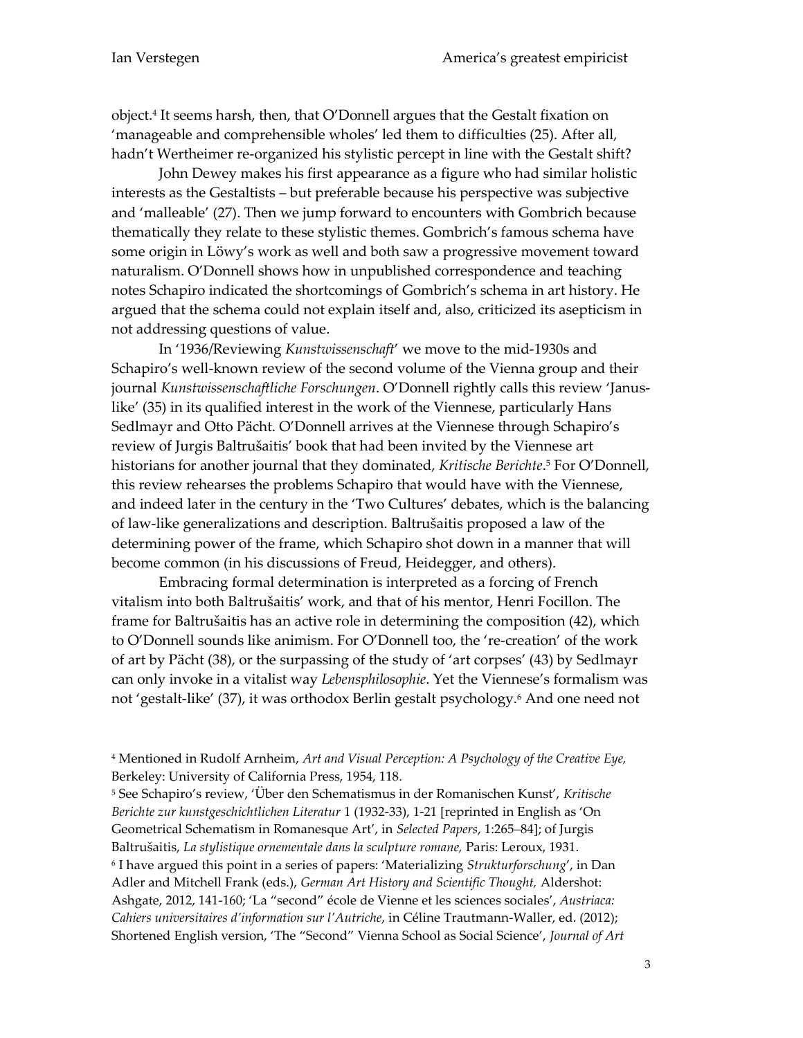object.[4] It seems harsh, then, that O'Donnell argues that the Gestalt fixation on 'manageable and comprehensible wholes' led them to difficulties (25). After all, hadn't Wertheimer re-organized his stylistic percept in line with the Gestalt shift?

John Dewey makes his first appearance as a figure who had similar holistic interests as the Gestaltists – but preferable because his perspective was subjective and 'malleable' (27). Then we jump forward to encounters with Gombrich because thematically they relate to these stylistic themes. Gombrich's famous schema have some origin in Löwy's work as well and both saw a progressive movement toward naturalism. O'Donnell shows how in unpublished correspondence and teaching notes Schapiro indicated the shortcomings of Gombrich's schema in art history. He argued that the schema could not explain itself and, also, criticized its asepticism in not addressing questions of value.

In '1936/Reviewing *Kunstwissenschaft*' we move to the mid-1930s and Schapiro's well-known review of the second volume of the Vienna group and their journal *Kunstwissenschaftliche Forschungen*. O'Donnell rightly calls this review 'Janus-like' (35) in its qualified interest in the work of the Viennese, particularly Hans Sedlmayr and Otto Pächt. O'Donnell arrives at the Viennese through Schapiro's review of Jurgis Baltrušaitis' book that had been invited by the Viennese art historians for another journal that they dominated, *Kritische Berichte*.[5] For O'Donnell, this review rehearses the problems Schapiro that would have with the Viennese, and indeed later in the century in the 'Two Cultures' debates, which is the balancing of law-like generalizations and description. Baltrušaitis proposed a law of the determining power of the frame, which Schapiro shot down in a manner that will become common (in his discussions of Freud, Heidegger, and others).

Embracing formal determination is interpreted as a forcing of French vitalism into both Baltrušaitis' work, and that of his mentor, Henri Focillon. The frame for Baltrušaitis has an active role in determining the composition (42), which to O'Donnell sounds like animism. For O'Donnell too, the 're-creation' of the work of art by Pächt (38), or the surpassing of the study of 'art corpses' (43) by Sedlmayr can only invoke in a vitalist way *Lebensphilosophie*. Yet the Viennese's formalism was not 'gestalt-like' (37), it was orthodox Berlin gestalt psychology.[6] And one need not

[4] Mentioned in Rudolf Arnheim, *Art and Visual Perception: A Psychology of the Creative Eye,* Berkeley: University of California Press, 1954, 118.

[5] See Schapiro's review, 'Über den Schematismus in der Romanischen Kunst', *Kritische Berichte zur kunstgeschichtlichen Literatur* 1 (1932-33), 1-21 [reprinted in English as 'On Geometrical Schematism in Romanesque Art', in *Selected Papers*, 1:265–84]; of Jurgis Baltrušaitis, *La stylistique ornementale dans la sculpture romane,* Paris: Leroux, 1931.

[6] I have argued this point in a series of papers: 'Materializing *Strukturforschung*', in Dan Adler and Mitchell Frank (eds.), *German Art History and Scientific Thought,* Aldershot: Ashgate, 2012, 141-160; 'La "second" école de Vienne et les sciences sociales', *Austriaca: Cahiers universitaires d'information sur l'Autriche*, in Céline Trautmann-Waller, ed. (2012); Shortened English version, 'The "Second" Vienna School as Social Science', *Journal of Art*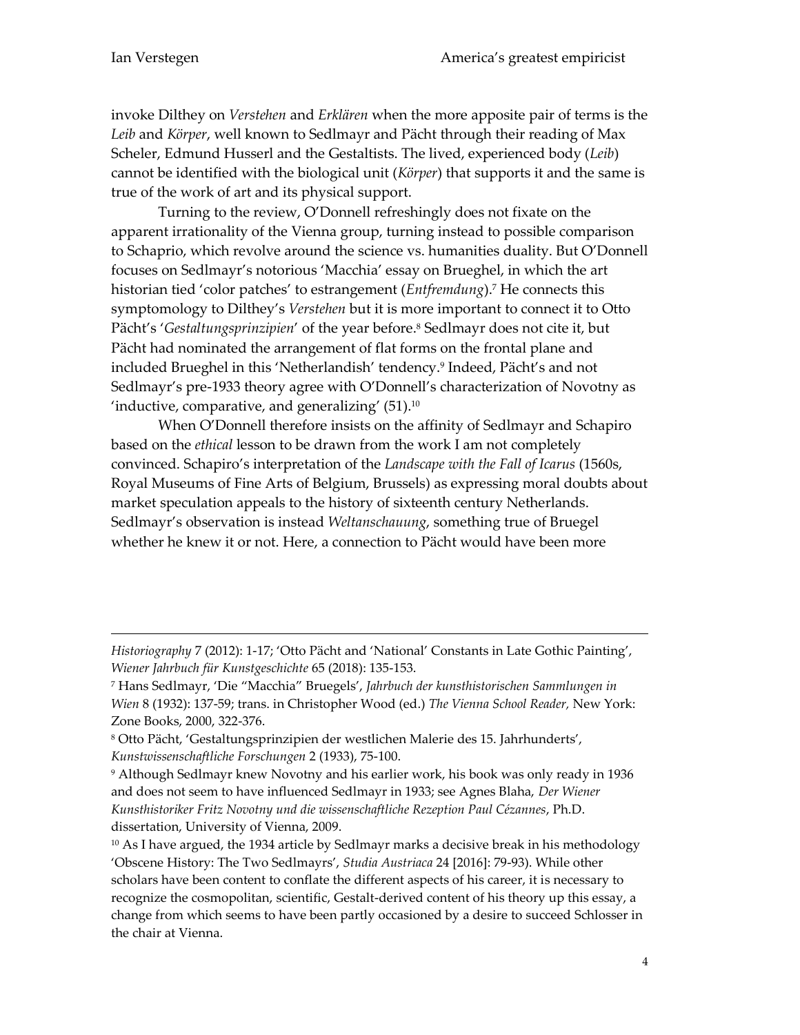invoke Dilthey on *Verstehen* and *Erklären* when the more apposite pair of terms is the *Leib* and *Körper*, well known to Sedlmayr and Pächt through their reading of Max Scheler, Edmund Husserl and the Gestaltists. The lived, experienced body (*Leib*) cannot be identified with the biological unit (*Körper*) that supports it and the same is true of the work of art and its physical support.

Turning to the review, O'Donnell refreshingly does not fixate on the apparent irrationality of the Vienna group, turning instead to possible comparison to Schaprio, which revolve around the science vs. humanities duality. But O'Donnell focuses on Sedlmayr's notorious 'Macchia' essay on Brueghel, in which the art historian tied 'color patches' to estrangement (*Entfremdung*).[7] He connects this symptomology to Dilthey's *Verstehen* but it is more important to connect it to Otto Pächt's '*Gestaltungsprinzipien*' of the year before.[8] Sedlmayr does not cite it, but Pächt had nominated the arrangement of flat forms on the frontal plane and included Brueghel in this 'Netherlandish' tendency.[9] Indeed, Pächt's and not Sedlmayr's pre-1933 theory agree with O'Donnell's characterization of Novotny as 'inductive, comparative, and generalizing' (51).[10]

When O'Donnell therefore insists on the affinity of Sedlmayr and Schapiro based on the *ethical* lesson to be drawn from the work I am not completely convinced. Schapiro's interpretation of the *Landscape with the Fall of Icarus* (1560s, Royal Museums of Fine Arts of Belgium, Brussels) as expressing moral doubts about market speculation appeals to the history of sixteenth century Netherlands. Sedlmayr's observation is instead *Weltanschauung*, something true of Bruegel whether he knew it or not. Here, a connection to Pächt would have been more

---

*Historiography* 7 (2012): 1-17; 'Otto Pächt and 'National' Constants in Late Gothic Painting', *Wiener Jahrbuch für Kunstgeschichte* 65 (2018): 135-153.

[7] Hans Sedlmayr, 'Die "Macchia" Bruegels', *Jahrbuch der kunsthistorischen Sammlungen in Wien* 8 (1932): 137-59; trans. in Christopher Wood (ed.) *The Vienna School Reader,* New York: Zone Books, 2000, 322-376.

[8] Otto Pächt, 'Gestaltungsprinzipien der westlichen Malerie des 15. Jahrhunderts', *Kunstwissenschaftliche Forschungen* 2 (1933), 75-100.

[9] Although Sedlmayr knew Novotny and his earlier work, his book was only ready in 1936 and does not seem to have influenced Sedlmayr in 1933; see Agnes Blaha, *Der Wiener Kunsthistoriker Fritz Novotny und die wissenschaftliche Rezeption Paul Cézannes*, Ph.D. dissertation, University of Vienna, 2009.

[10] As I have argued, the 1934 article by Sedlmayr marks a decisive break in his methodology 'Obscene History: The Two Sedlmayrs', *Studia Austriaca* 24 [2016]: 79-93). While other scholars have been content to conflate the different aspects of his career, it is necessary to recognize the cosmopolitan, scientific, Gestalt-derived content of his theory up this essay, a change from which seems to have been partly occasioned by a desire to succeed Schlosser in the chair at Vienna.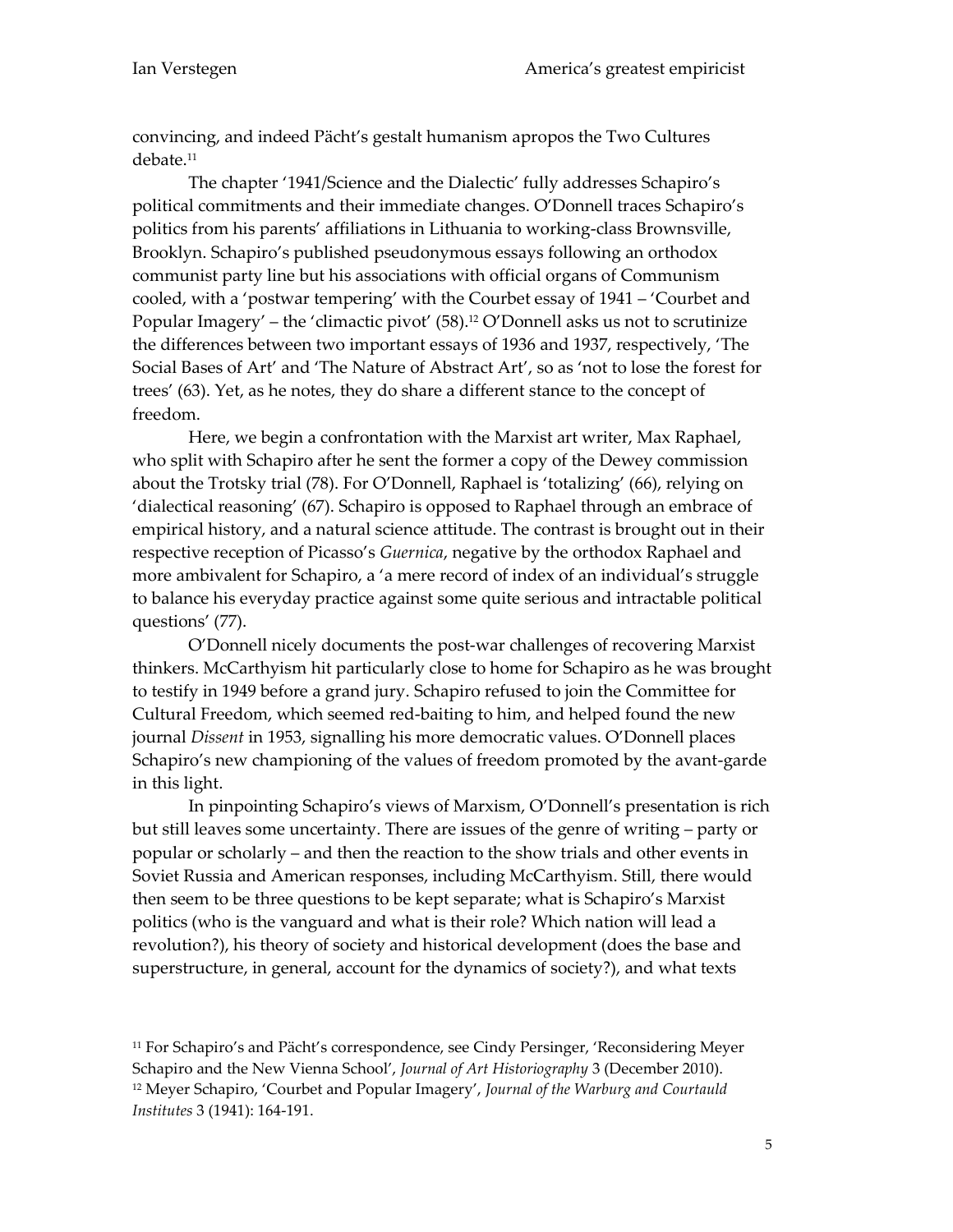convincing, and indeed Pächt's gestalt humanism apropos the Two Cultures debate.[11]

The chapter '1941/Science and the Dialectic' fully addresses Schapiro's political commitments and their immediate changes. O'Donnell traces Schapiro's politics from his parents' affiliations in Lithuania to working-class Brownsville, Brooklyn. Schapiro's published pseudonymous essays following an orthodox communist party line but his associations with official organs of Communism cooled, with a 'postwar tempering' with the Courbet essay of 1941 – 'Courbet and Popular Imagery' – the 'climactic pivot' (58).[12] O'Donnell asks us not to scrutinize the differences between two important essays of 1936 and 1937, respectively, 'The Social Bases of Art' and 'The Nature of Abstract Art', so as 'not to lose the forest for trees' (63). Yet, as he notes, they do share a different stance to the concept of freedom.

Here, we begin a confrontation with the Marxist art writer, Max Raphael, who split with Schapiro after he sent the former a copy of the Dewey commission about the Trotsky trial (78). For O'Donnell, Raphael is 'totalizing' (66), relying on 'dialectical reasoning' (67). Schapiro is opposed to Raphael through an embrace of empirical history, and a natural science attitude. The contrast is brought out in their respective reception of Picasso's *Guernica*, negative by the orthodox Raphael and more ambivalent for Schapiro, a 'a mere record of index of an individual's struggle to balance his everyday practice against some quite serious and intractable political questions' (77).

O'Donnell nicely documents the post-war challenges of recovering Marxist thinkers. McCarthyism hit particularly close to home for Schapiro as he was brought to testify in 1949 before a grand jury. Schapiro refused to join the Committee for Cultural Freedom, which seemed red-baiting to him, and helped found the new journal *Dissent* in 1953, signalling his more democratic values. O'Donnell places Schapiro's new championing of the values of freedom promoted by the avant-garde in this light.

In pinpointing Schapiro's views of Marxism, O'Donnell's presentation is rich but still leaves some uncertainty. There are issues of the genre of writing – party or popular or scholarly – and then the reaction to the show trials and other events in Soviet Russia and American responses, including McCarthyism. Still, there would then seem to be three questions to be kept separate; what is Schapiro's Marxist politics (who is the vanguard and what is their role? Which nation will lead a revolution?), his theory of society and historical development (does the base and superstructure, in general, account for the dynamics of society?), and what texts

[11] For Schapiro's and Pächt's correspondence, see Cindy Persinger, 'Reconsidering Meyer Schapiro and the New Vienna School', *Journal of Art Historiography* 3 (December 2010).

[12] Meyer Schapiro, 'Courbet and Popular Imagery', *Journal of the Warburg and Courtauld Institutes* 3 (1941): 164-191.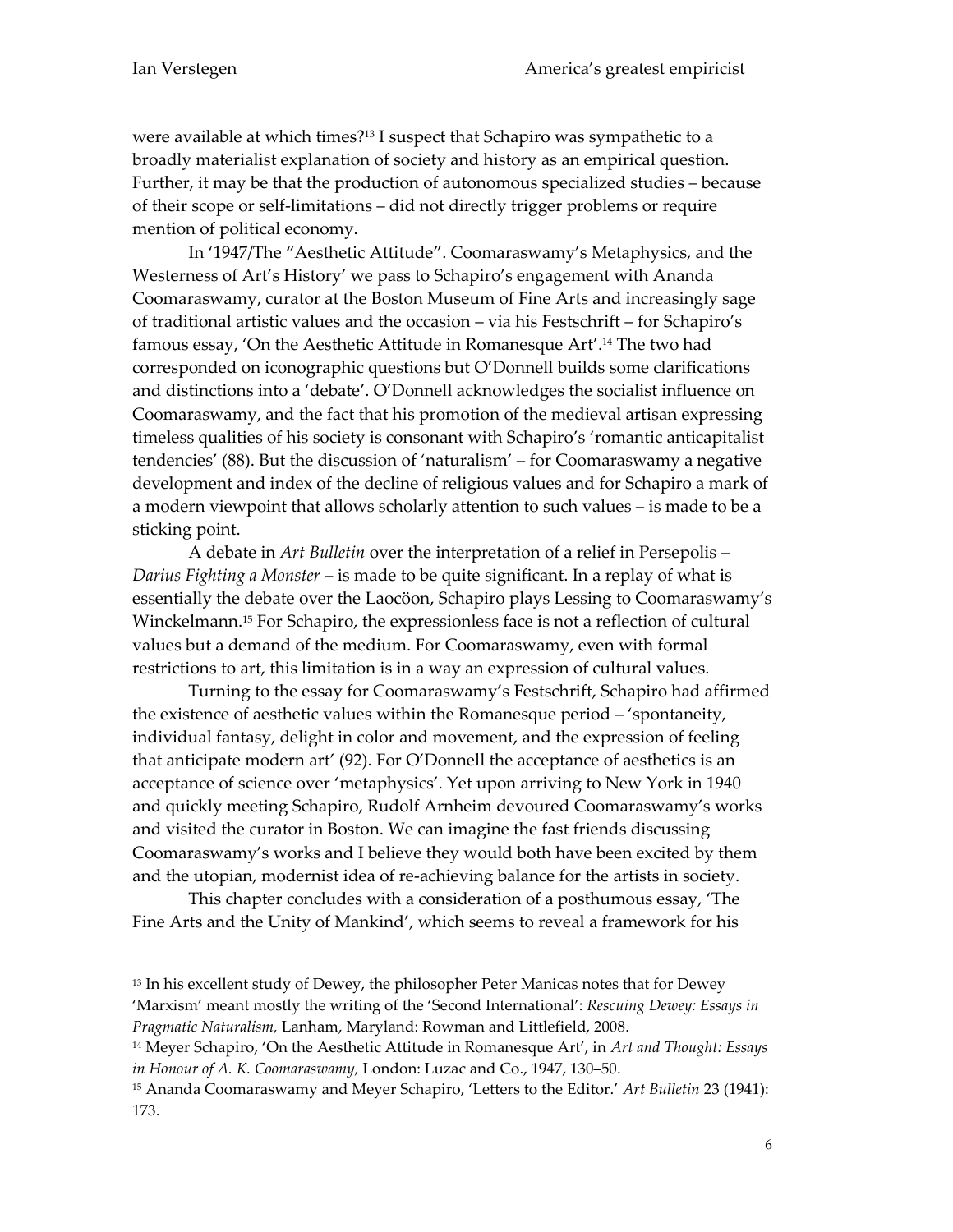were available at which times?[13] I suspect that Schapiro was sympathetic to a broadly materialist explanation of society and history as an empirical question. Further, it may be that the production of autonomous specialized studies – because of their scope or self-limitations – did not directly trigger problems or require mention of political economy.

In '1947/The "Aesthetic Attitude". Coomaraswamy's Metaphysics, and the Westerness of Art's History' we pass to Schapiro's engagement with Ananda Coomaraswamy, curator at the Boston Museum of Fine Arts and increasingly sage of traditional artistic values and the occasion – via his Festschrift – for Schapiro's famous essay, 'On the Aesthetic Attitude in Romanesque Art'.[14] The two had corresponded on iconographic questions but O'Donnell builds some clarifications and distinctions into a 'debate'. O'Donnell acknowledges the socialist influence on Coomaraswamy, and the fact that his promotion of the medieval artisan expressing timeless qualities of his society is consonant with Schapiro's 'romantic anticapitalist tendencies' (88). But the discussion of 'naturalism' – for Coomaraswamy a negative development and index of the decline of religious values and for Schapiro a mark of a modern viewpoint that allows scholarly attention to such values – is made to be a sticking point.

A debate in *Art Bulletin* over the interpretation of a relief in Persepolis – *Darius Fighting a Monster* – is made to be quite significant. In a replay of what is essentially the debate over the Laocöon, Schapiro plays Lessing to Coomaraswamy's Winckelmann.[15] For Schapiro, the expressionless face is not a reflection of cultural values but a demand of the medium. For Coomaraswamy, even with formal restrictions to art, this limitation is in a way an expression of cultural values.

Turning to the essay for Coomaraswamy's Festschrift, Schapiro had affirmed the existence of aesthetic values within the Romanesque period – 'spontaneity, individual fantasy, delight in color and movement, and the expression of feeling that anticipate modern art' (92). For O'Donnell the acceptance of aesthetics is an acceptance of science over 'metaphysics'. Yet upon arriving to New York in 1940 and quickly meeting Schapiro, Rudolf Arnheim devoured Coomaraswamy's works and visited the curator in Boston. We can imagine the fast friends discussing Coomaraswamy's works and I believe they would both have been excited by them and the utopian, modernist idea of re-achieving balance for the artists in society.

This chapter concludes with a consideration of a posthumous essay, 'The Fine Arts and the Unity of Mankind', which seems to reveal a framework for his

[13] In his excellent study of Dewey, the philosopher Peter Manicas notes that for Dewey 'Marxism' meant mostly the writing of the 'Second International': *Rescuing Dewey: Essays in Pragmatic Naturalism,* Lanham, Maryland: Rowman and Littlefield, 2008.

[14] Meyer Schapiro, 'On the Aesthetic Attitude in Romanesque Art', in *Art and Thought: Essays in Honour of A. K. Coomaraswamy,* London: Luzac and Co., 1947, 130–50.

[15] Ananda Coomaraswamy and Meyer Schapiro, 'Letters to the Editor.' *Art Bulletin* 23 (1941): 173.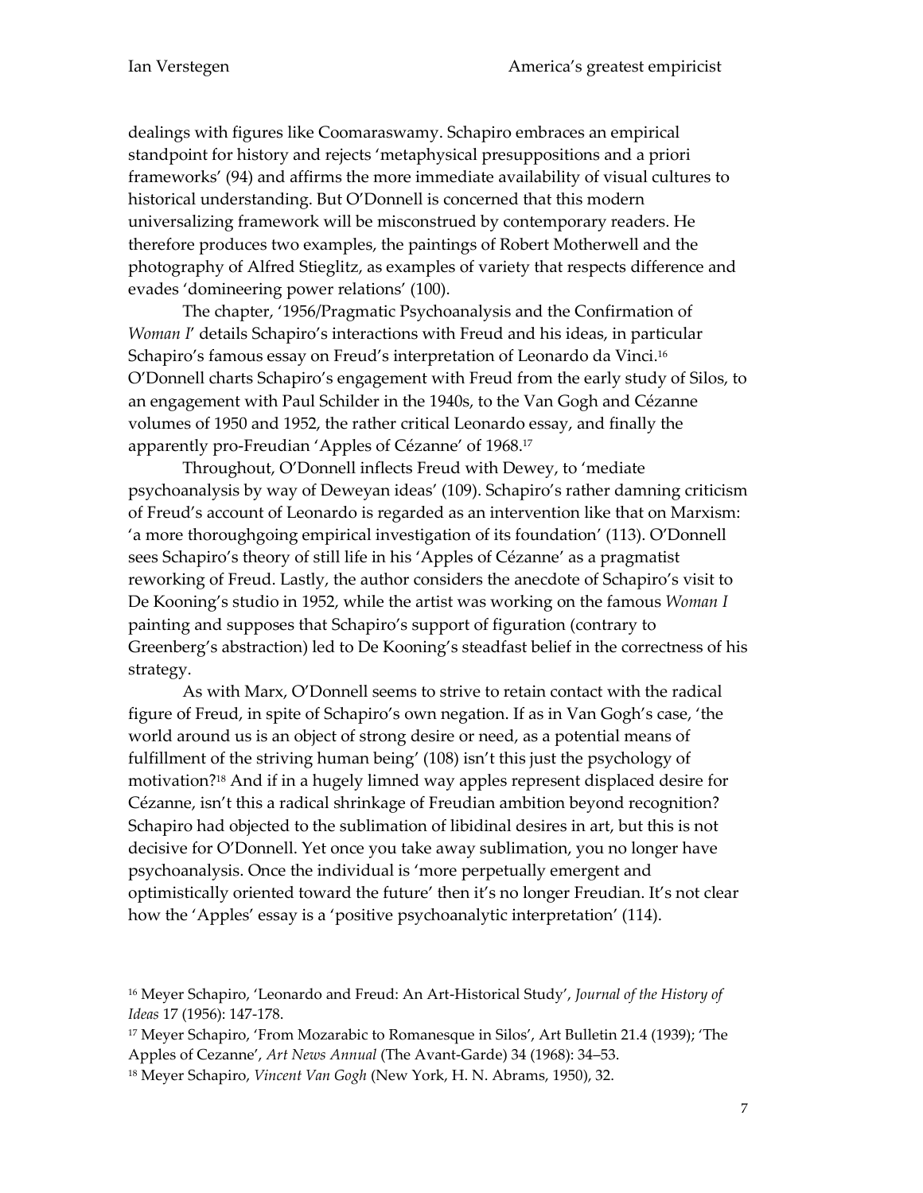dealings with figures like Coomaraswamy. Schapiro embraces an empirical standpoint for history and rejects 'metaphysical presuppositions and a priori frameworks' (94) and affirms the more immediate availability of visual cultures to historical understanding. But O'Donnell is concerned that this modern universalizing framework will be misconstrued by contemporary readers. He therefore produces two examples, the paintings of Robert Motherwell and the photography of Alfred Stieglitz, as examples of variety that respects difference and evades 'domineering power relations' (100).

The chapter, '1956/Pragmatic Psychoanalysis and the Confirmation of *Woman I*' details Schapiro's interactions with Freud and his ideas, in particular Schapiro's famous essay on Freud's interpretation of Leonardo da Vinci.[16] O'Donnell charts Schapiro's engagement with Freud from the early study of Silos, to an engagement with Paul Schilder in the 1940s, to the Van Gogh and Cézanne volumes of 1950 and 1952, the rather critical Leonardo essay, and finally the apparently pro-Freudian 'Apples of Cézanne' of 1968.[17]

Throughout, O'Donnell inflects Freud with Dewey, to 'mediate psychoanalysis by way of Deweyan ideas' (109). Schapiro's rather damning criticism of Freud's account of Leonardo is regarded as an intervention like that on Marxism: 'a more thoroughgoing empirical investigation of its foundation' (113). O'Donnell sees Schapiro's theory of still life in his 'Apples of Cézanne' as a pragmatist reworking of Freud. Lastly, the author considers the anecdote of Schapiro's visit to De Kooning's studio in 1952, while the artist was working on the famous *Woman I* painting and supposes that Schapiro's support of figuration (contrary to Greenberg's abstraction) led to De Kooning's steadfast belief in the correctness of his strategy.

As with Marx, O'Donnell seems to strive to retain contact with the radical figure of Freud, in spite of Schapiro's own negation. If as in Van Gogh's case, 'the world around us is an object of strong desire or need, as a potential means of fulfillment of the striving human being' (108) isn't this just the psychology of motivation?[18] And if in a hugely limned way apples represent displaced desire for Cézanne, isn't this a radical shrinkage of Freudian ambition beyond recognition? Schapiro had objected to the sublimation of libidinal desires in art, but this is not decisive for O'Donnell. Yet once you take away sublimation, you no longer have psychoanalysis. Once the individual is 'more perpetually emergent and optimistically oriented toward the future' then it's no longer Freudian. It's not clear how the 'Apples' essay is a 'positive psychoanalytic interpretation' (114).

[16] Meyer Schapiro, 'Leonardo and Freud: An Art-Historical Study', *Journal of the History of Ideas* 17 (1956): 147-178.

[17] Meyer Schapiro, 'From Mozarabic to Romanesque in Silos', Art Bulletin 21.4 (1939); 'The Apples of Cezanne', *Art News Annual* (The Avant-Garde) 34 (1968): 34–53.

[18] Meyer Schapiro, *Vincent Van Gogh* (New York, H. N. Abrams, 1950), 32.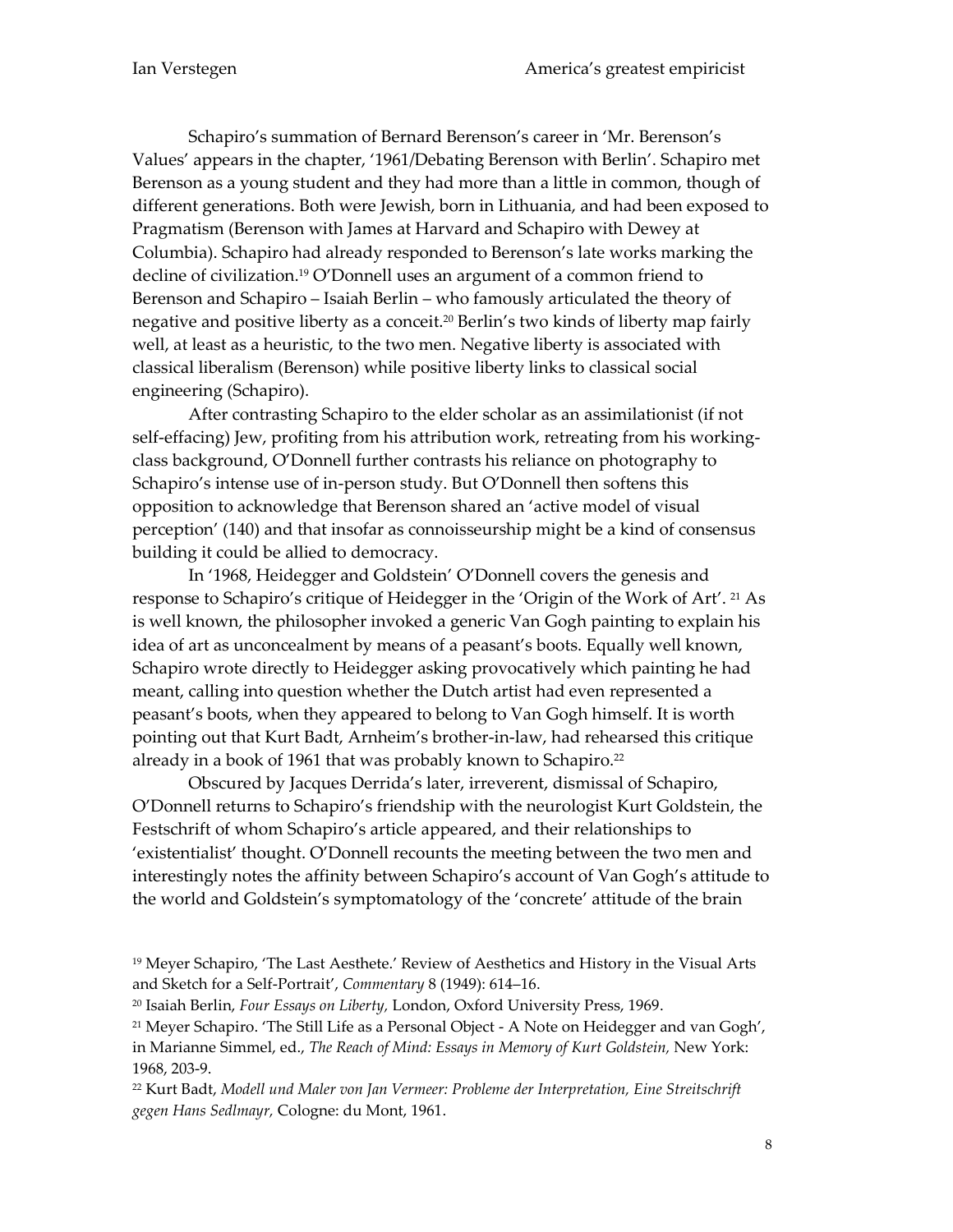Schapiro's summation of Bernard Berenson's career in 'Mr. Berenson's Values' appears in the chapter, '1961/Debating Berenson with Berlin'. Schapiro met Berenson as a young student and they had more than a little in common, though of different generations. Both were Jewish, born in Lithuania, and had been exposed to Pragmatism (Berenson with James at Harvard and Schapiro with Dewey at Columbia). Schapiro had already responded to Berenson's late works marking the decline of civilization.[19] O'Donnell uses an argument of a common friend to Berenson and Schapiro – Isaiah Berlin – who famously articulated the theory of negative and positive liberty as a conceit.[20] Berlin's two kinds of liberty map fairly well, at least as a heuristic, to the two men. Negative liberty is associated with classical liberalism (Berenson) while positive liberty links to classical social engineering (Schapiro).

After contrasting Schapiro to the elder scholar as an assimilationist (if not self-effacing) Jew, profiting from his attribution work, retreating from his working-class background, O'Donnell further contrasts his reliance on photography to Schapiro's intense use of in-person study. But O'Donnell then softens this opposition to acknowledge that Berenson shared an 'active model of visual perception' (140) and that insofar as connoisseurship might be a kind of consensus building it could be allied to democracy.

In '1968, Heidegger and Goldstein' O'Donnell covers the genesis and response to Schapiro's critique of Heidegger in the 'Origin of the Work of Art'. [21] As is well known, the philosopher invoked a generic Van Gogh painting to explain his idea of art as unconcealment by means of a peasant's boots. Equally well known, Schapiro wrote directly to Heidegger asking provocatively which painting he had meant, calling into question whether the Dutch artist had even represented a peasant's boots, when they appeared to belong to Van Gogh himself. It is worth pointing out that Kurt Badt, Arnheim's brother-in-law, had rehearsed this critique already in a book of 1961 that was probably known to Schapiro.[22]

Obscured by Jacques Derrida's later, irreverent, dismissal of Schapiro, O'Donnell returns to Schapiro's friendship with the neurologist Kurt Goldstein, the Festschrift of whom Schapiro's article appeared, and their relationships to 'existentialist' thought. O'Donnell recounts the meeting between the two men and interestingly notes the affinity between Schapiro's account of Van Gogh's attitude to the world and Goldstein's symptomatology of the 'concrete' attitude of the brain

[19] Meyer Schapiro, 'The Last Aesthete.' Review of Aesthetics and History in the Visual Arts and Sketch for a Self-Portrait', *Commentary* 8 (1949): 614–16.

[20] Isaiah Berlin, *Four Essays on Liberty,* London, Oxford University Press, 1969.

[21] Meyer Schapiro. 'The Still Life as a Personal Object - A Note on Heidegger and van Gogh', in Marianne Simmel, ed., *The Reach of Mind: Essays in Memory of Kurt Goldstein,* New York: 1968, 203-9.

[22] Kurt Badt, *Modell und Maler von Jan Vermeer: Probleme der Interpretation, Eine Streitschrift gegen Hans Sedlmayr,* Cologne: du Mont, 1961.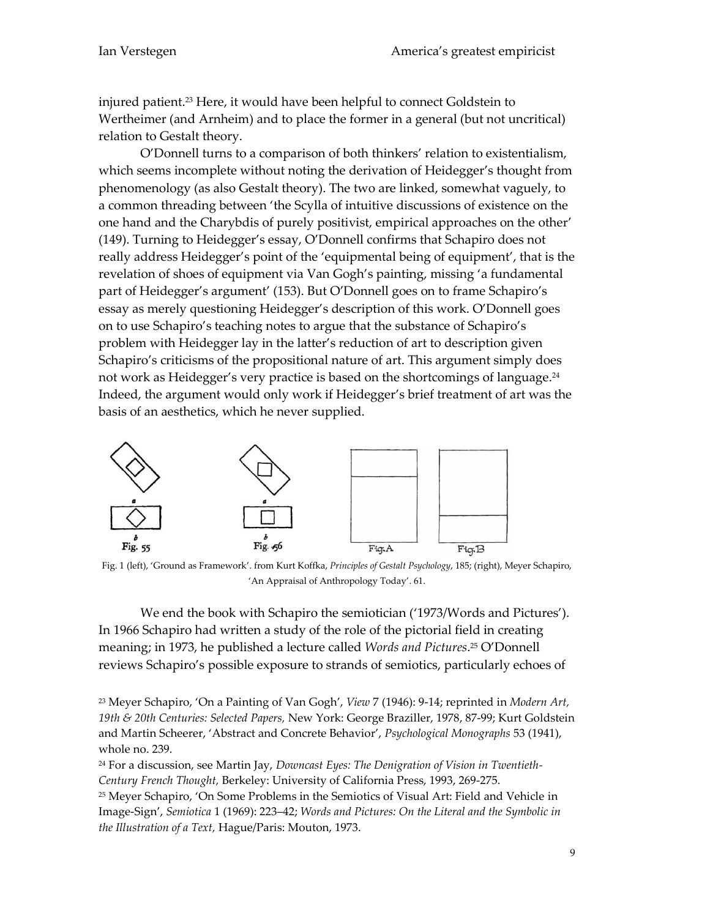injured patient.[23] Here, it would have been helpful to connect Goldstein to Wertheimer (and Arnheim) and to place the former in a general (but not uncritical) relation to Gestalt theory.

O'Donnell turns to a comparison of both thinkers' relation to existentialism, which seems incomplete without noting the derivation of Heidegger's thought from phenomenology (as also Gestalt theory). The two are linked, somewhat vaguely, to a common threading between 'the Scylla of intuitive discussions of existence on the one hand and the Charybdis of purely positivist, empirical approaches on the other' (149). Turning to Heidegger's essay, O'Donnell confirms that Schapiro does not really address Heidegger's point of the 'equipmental being of equipment', that is the revelation of shoes of equipment via Van Gogh's painting, missing 'a fundamental part of Heidegger's argument' (153). But O'Donnell goes on to frame Schapiro's essay as merely questioning Heidegger's description of this work. O'Donnell goes on to use Schapiro's teaching notes to argue that the substance of Schapiro's problem with Heidegger lay in the latter's reduction of art to description given Schapiro's criticisms of the propositional nature of art. This argument simply does not work as Heidegger's very practice is based on the shortcomings of language.[24] Indeed, the argument would only work if Heidegger's brief treatment of art was the basis of an aesthetics, which he never supplied.

Fig. 1 (left), 'Ground as Framework'. from Kurt Koffka, *Principles of Gestalt Psychology*, 185; (right), Meyer Schapiro, 'An Appraisal of Anthropology Today'. 61.

We end the book with Schapiro the semiotician ('1973/Words and Pictures'). In 1966 Schapiro had written a study of the role of the pictorial field in creating meaning; in 1973, he published a lecture called *Words and Pictures*.[25] O'Donnell reviews Schapiro's possible exposure to strands of semiotics, particularly echoes of

[23] Meyer Schapiro, 'On a Painting of Van Gogh', *View* 7 (1946): 9-14; reprinted in *Modern Art, 19th & 20th Centuries: Selected Papers,* New York: George Braziller, 1978, 87-99; Kurt Goldstein and Martin Scheerer, 'Abstract and Concrete Behavior', *Psychological Monographs* 53 (1941), whole no. 239.

[24] For a discussion, see Martin Jay, *Downcast Eyes: The Denigration of Vision in Twentieth-Century French Thought,* Berkeley: University of California Press, 1993, 269-275.

[25] Meyer Schapiro, 'On Some Problems in the Semiotics of Visual Art: Field and Vehicle in Image-Sign', *Semiotica* 1 (1969): 223–42; *Words and Pictures: On the Literal and the Symbolic in the Illustration of a Text,* Hague/Paris: Mouton, 1973.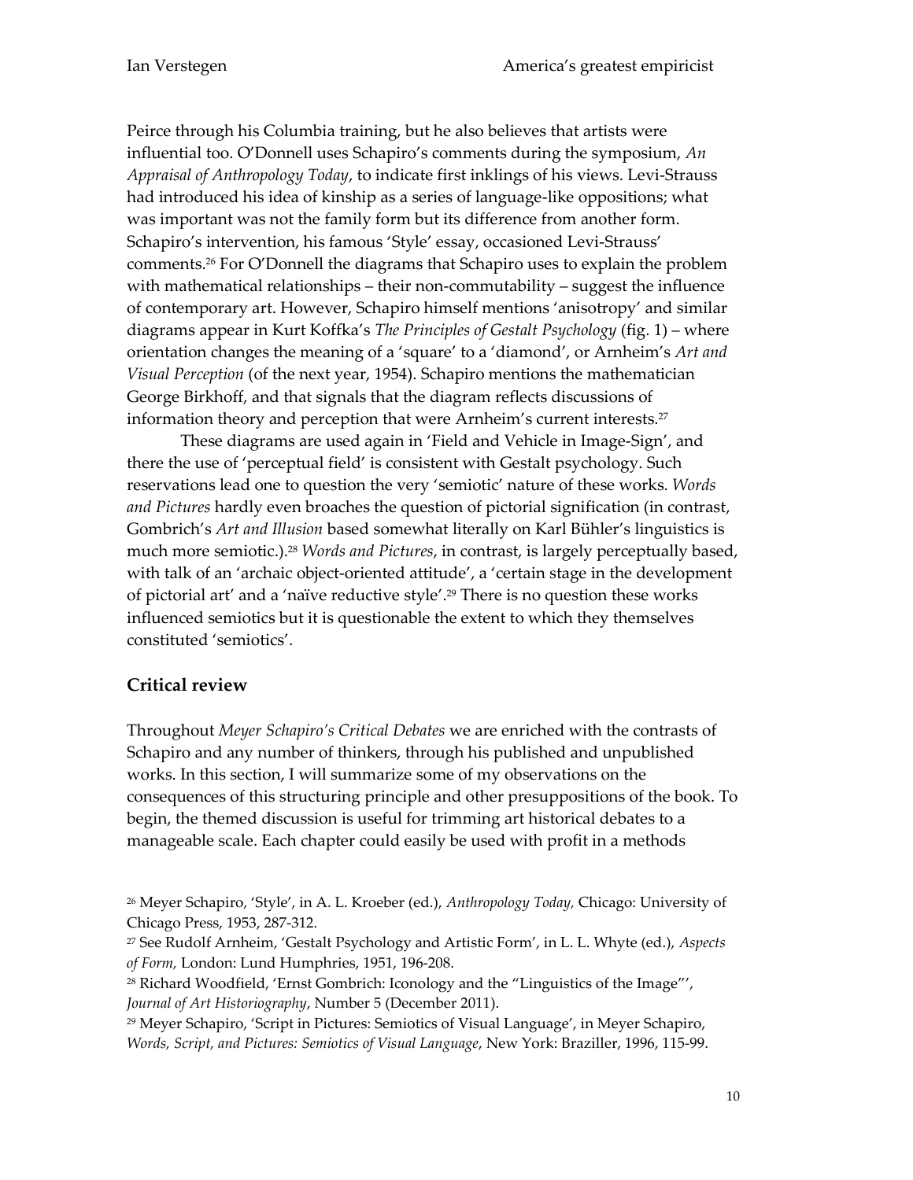Peirce through his Columbia training, but he also believes that artists were influential too. O'Donnell uses Schapiro's comments during the symposium, *An Appraisal of Anthropology Today*, to indicate first inklings of his views. Levi-Strauss had introduced his idea of kinship as a series of language-like oppositions; what was important was not the family form but its difference from another form. Schapiro's intervention, his famous 'Style' essay, occasioned Levi-Strauss' comments.[26] For O'Donnell the diagrams that Schapiro uses to explain the problem with mathematical relationships – their non-commutability – suggest the influence of contemporary art. However, Schapiro himself mentions 'anisotropy' and similar diagrams appear in Kurt Koffka's *The Principles of Gestalt Psychology* (fig. 1) – where orientation changes the meaning of a 'square' to a 'diamond', or Arnheim's *Art and Visual Perception* (of the next year, 1954). Schapiro mentions the mathematician George Birkhoff, and that signals that the diagram reflects discussions of information theory and perception that were Arnheim's current interests.[27]

These diagrams are used again in 'Field and Vehicle in Image-Sign', and there the use of 'perceptual field' is consistent with Gestalt psychology. Such reservations lead one to question the very 'semiotic' nature of these works. *Words and Pictures* hardly even broaches the question of pictorial signification (in contrast, Gombrich's *Art and Illusion* based somewhat literally on Karl Bühler's linguistics is much more semiotic.).[28] *Words and Pictures*, in contrast, is largely perceptually based, with talk of an 'archaic object-oriented attitude', a 'certain stage in the development of pictorial art' and a 'naïve reductive style'.[29] There is no question these works influenced semiotics but it is questionable the extent to which they themselves constituted 'semiotics'.

## Critical review

Throughout *Meyer Schapiro's Critical Debates* we are enriched with the contrasts of Schapiro and any number of thinkers, through his published and unpublished works. In this section, I will summarize some of my observations on the consequences of this structuring principle and other presuppositions of the book. To begin, the themed discussion is useful for trimming art historical debates to a manageable scale. Each chapter could easily be used with profit in a methods

[26] Meyer Schapiro, 'Style', in A. L. Kroeber (ed.), *Anthropology Today*, Chicago: University of Chicago Press, 1953, 287-312.

[27] See Rudolf Arnheim, 'Gestalt Psychology and Artistic Form', in L. L. Whyte (ed.), *Aspects of Form*, London: Lund Humphries, 1951, 196-208.

[28] Richard Woodfield, 'Ernst Gombrich: Iconology and the "Linguistics of the Image"', *Journal of Art Historiography*, Number 5 (December 2011).

[29] Meyer Schapiro, 'Script in Pictures: Semiotics of Visual Language', in Meyer Schapiro, *Words, Script, and Pictures: Semiotics of Visual Language*, New York: Braziller, 1996, 115-99.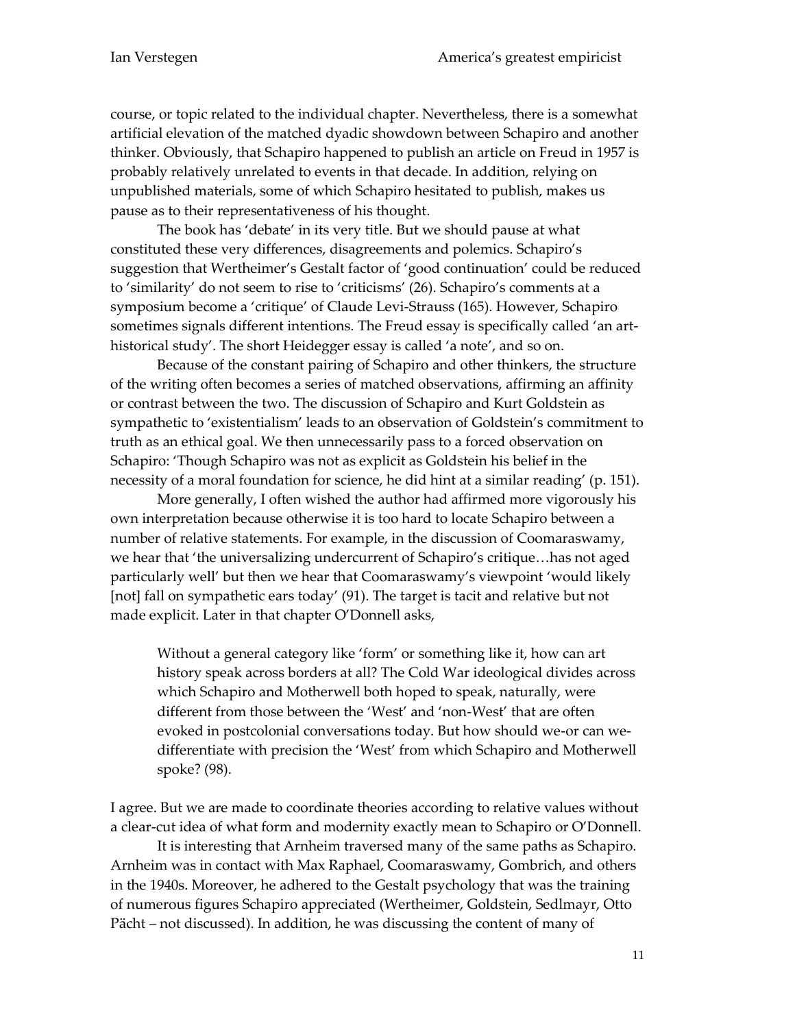course, or topic related to the individual chapter. Nevertheless, there is a somewhat artificial elevation of the matched dyadic showdown between Schapiro and another thinker. Obviously, that Schapiro happened to publish an article on Freud in 1957 is probably relatively unrelated to events in that decade. In addition, relying on unpublished materials, some of which Schapiro hesitated to publish, makes us pause as to their representativeness of his thought.

The book has 'debate' in its very title. But we should pause at what constituted these very differences, disagreements and polemics. Schapiro's suggestion that Wertheimer's Gestalt factor of 'good continuation' could be reduced to 'similarity' do not seem to rise to 'criticisms' (26). Schapiro's comments at a symposium become a 'critique' of Claude Levi-Strauss (165). However, Schapiro sometimes signals different intentions. The Freud essay is specifically called 'an art-historical study'. The short Heidegger essay is called 'a note', and so on.

Because of the constant pairing of Schapiro and other thinkers, the structure of the writing often becomes a series of matched observations, affirming an affinity or contrast between the two. The discussion of Schapiro and Kurt Goldstein as sympathetic to 'existentialism' leads to an observation of Goldstein's commitment to truth as an ethical goal. We then unnecessarily pass to a forced observation on Schapiro: 'Though Schapiro was not as explicit as Goldstein his belief in the necessity of a moral foundation for science, he did hint at a similar reading' (p. 151).

More generally, I often wished the author had affirmed more vigorously his own interpretation because otherwise it is too hard to locate Schapiro between a number of relative statements. For example, in the discussion of Coomaraswamy, we hear that 'the universalizing undercurrent of Schapiro's critique…has not aged particularly well' but then we hear that Coomaraswamy's viewpoint 'would likely [not] fall on sympathetic ears today' (91). The target is tacit and relative but not made explicit. Later in that chapter O'Donnell asks,

> Without a general category like 'form' or something like it, how can art history speak across borders at all? The Cold War ideological divides across which Schapiro and Motherwell both hoped to speak, naturally, were different from those between the 'West' and 'non-West' that are often evoked in postcolonial conversations today. But how should we-or can we-differentiate with precision the 'West' from which Schapiro and Motherwell spoke? (98).

I agree. But we are made to coordinate theories according to relative values without a clear-cut idea of what form and modernity exactly mean to Schapiro or O'Donnell.

It is interesting that Arnheim traversed many of the same paths as Schapiro. Arnheim was in contact with Max Raphael, Coomaraswamy, Gombrich, and others in the 1940s. Moreover, he adhered to the Gestalt psychology that was the training of numerous figures Schapiro appreciated (Wertheimer, Goldstein, Sedlmayr, Otto Pächt – not discussed). In addition, he was discussing the content of many of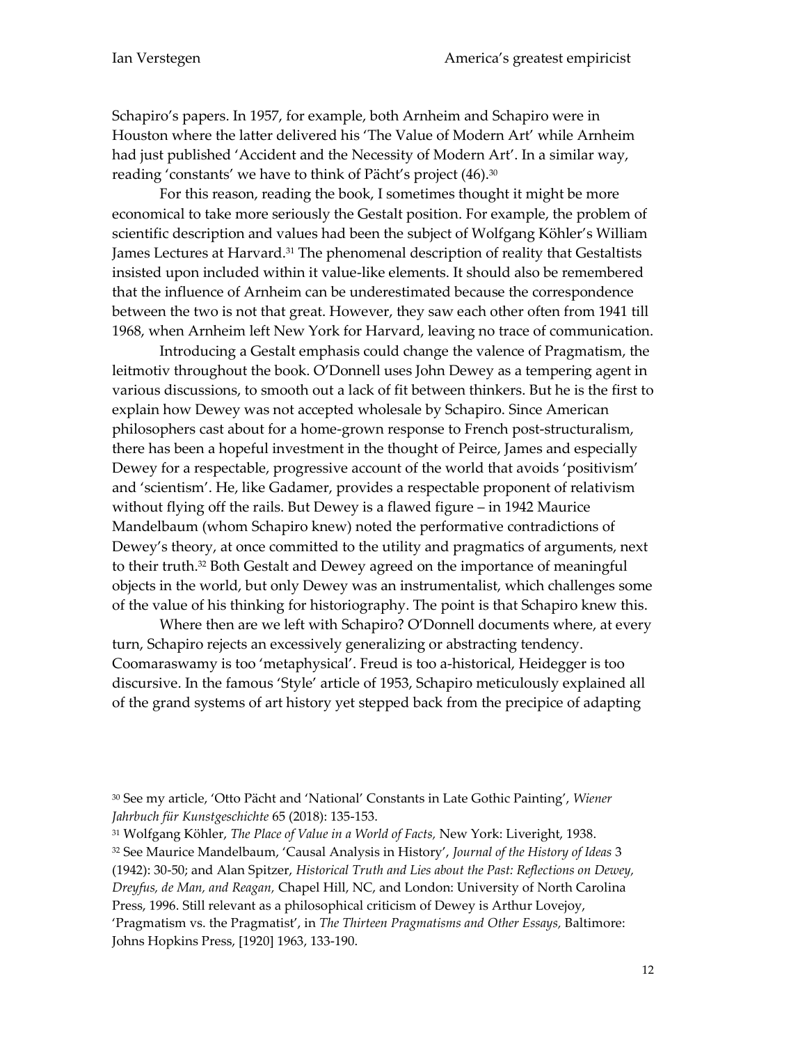Schapiro's papers. In 1957, for example, both Arnheim and Schapiro were in Houston where the latter delivered his 'The Value of Modern Art' while Arnheim had just published 'Accident and the Necessity of Modern Art'. In a similar way, reading 'constants' we have to think of Pächt's project (46).[30]

For this reason, reading the book, I sometimes thought it might be more economical to take more seriously the Gestalt position. For example, the problem of scientific description and values had been the subject of Wolfgang Köhler's William James Lectures at Harvard.[31] The phenomenal description of reality that Gestaltists insisted upon included within it value-like elements. It should also be remembered that the influence of Arnheim can be underestimated because the correspondence between the two is not that great. However, they saw each other often from 1941 till 1968, when Arnheim left New York for Harvard, leaving no trace of communication.

Introducing a Gestalt emphasis could change the valence of Pragmatism, the leitmotiv throughout the book. O'Donnell uses John Dewey as a tempering agent in various discussions, to smooth out a lack of fit between thinkers. But he is the first to explain how Dewey was not accepted wholesale by Schapiro. Since American philosophers cast about for a home-grown response to French post-structuralism, there has been a hopeful investment in the thought of Peirce, James and especially Dewey for a respectable, progressive account of the world that avoids 'positivism' and 'scientism'. He, like Gadamer, provides a respectable proponent of relativism without flying off the rails. But Dewey is a flawed figure – in 1942 Maurice Mandelbaum (whom Schapiro knew) noted the performative contradictions of Dewey's theory, at once committed to the utility and pragmatics of arguments, next to their truth.[32] Both Gestalt and Dewey agreed on the importance of meaningful objects in the world, but only Dewey was an instrumentalist, which challenges some of the value of his thinking for historiography. The point is that Schapiro knew this.

Where then are we left with Schapiro? O'Donnell documents where, at every turn, Schapiro rejects an excessively generalizing or abstracting tendency. Coomaraswamy is too 'metaphysical'. Freud is too a-historical, Heidegger is too discursive. In the famous 'Style' article of 1953, Schapiro meticulously explained all of the grand systems of art history yet stepped back from the precipice of adapting

[30] See my article, 'Otto Pächt and 'National' Constants in Late Gothic Painting', *Wiener Jahrbuch für Kunstgeschichte* 65 (2018): 135-153.

[31] Wolfgang Köhler, *The Place of Value in a World of Facts,* New York: Liveright, 1938.

[32] See Maurice Mandelbaum, 'Causal Analysis in History', *Journal of the History of Ideas* 3 (1942): 30-50; and Alan Spitzer, *Historical Truth and Lies about the Past: Reflections on Dewey, Dreyfus, de Man, and Reagan,* Chapel Hill, NC, and London: University of North Carolina Press, 1996. Still relevant as a philosophical criticism of Dewey is Arthur Lovejoy, 'Pragmatism vs. the Pragmatist', in *The Thirteen Pragmatisms and Other Essays,* Baltimore: Johns Hopkins Press, [1920] 1963, 133-190.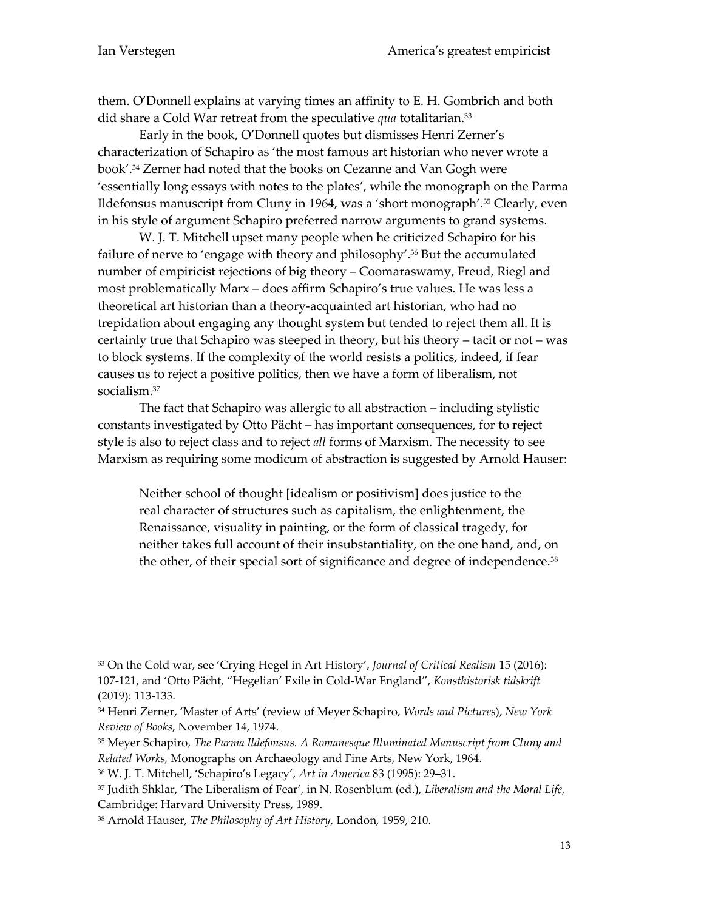them. O'Donnell explains at varying times an affinity to E. H. Gombrich and both did share a Cold War retreat from the speculative *qua* totalitarian.[33]

Early in the book, O'Donnell quotes but dismisses Henri Zerner's characterization of Schapiro as 'the most famous art historian who never wrote a book'.[34] Zerner had noted that the books on Cezanne and Van Gogh were 'essentially long essays with notes to the plates', while the monograph on the Parma Ildefonsus manuscript from Cluny in 1964, was a 'short monograph'.[35] Clearly, even in his style of argument Schapiro preferred narrow arguments to grand systems.

W. J. T. Mitchell upset many people when he criticized Schapiro for his failure of nerve to 'engage with theory and philosophy'.[36] But the accumulated number of empiricist rejections of big theory – Coomaraswamy, Freud, Riegl and most problematically Marx – does affirm Schapiro's true values. He was less a theoretical art historian than a theory-acquainted art historian, who had no trepidation about engaging any thought system but tended to reject them all. It is certainly true that Schapiro was steeped in theory, but his theory – tacit or not – was to block systems. If the complexity of the world resists a politics, indeed, if fear causes us to reject a positive politics, then we have a form of liberalism, not socialism.[37]

The fact that Schapiro was allergic to all abstraction – including stylistic constants investigated by Otto Pächt – has important consequences, for to reject style is also to reject class and to reject *all* forms of Marxism. The necessity to see Marxism as requiring some modicum of abstraction is suggested by Arnold Hauser:

> Neither school of thought [idealism or positivism] does justice to the real character of structures such as capitalism, the enlightenment, the Renaissance, visuality in painting, or the form of classical tragedy, for neither takes full account of their insubstantiality, on the one hand, and, on the other, of their special sort of significance and degree of independence.[38]

---

[33] On the Cold war, see 'Crying Hegel in Art History', *Journal of Critical Realism* 15 (2016): 107-121, and 'Otto Pächt, "Hegelian' Exile in Cold-War England", *Konsthistorisk tidskrift* (2019): 113-133.

[34] Henri Zerner, 'Master of Arts' (review of Meyer Schapiro, *Words and Pictures*), *New York Review of Books*, November 14, 1974.

[35] Meyer Schapiro, *The Parma Ildefonsus. A Romanesque Illuminated Manuscript from Cluny and Related Works,* Monographs on Archaeology and Fine Arts, New York, 1964.

[36] W. J. T. Mitchell, 'Schapiro's Legacy', *Art in America* 83 (1995): 29–31.

[37] Judith Shklar, 'The Liberalism of Fear', in N. Rosenblum (ed.), *Liberalism and the Moral Life,* Cambridge: Harvard University Press, 1989.

[38] Arnold Hauser, *The Philosophy of Art History,* London, 1959, 210.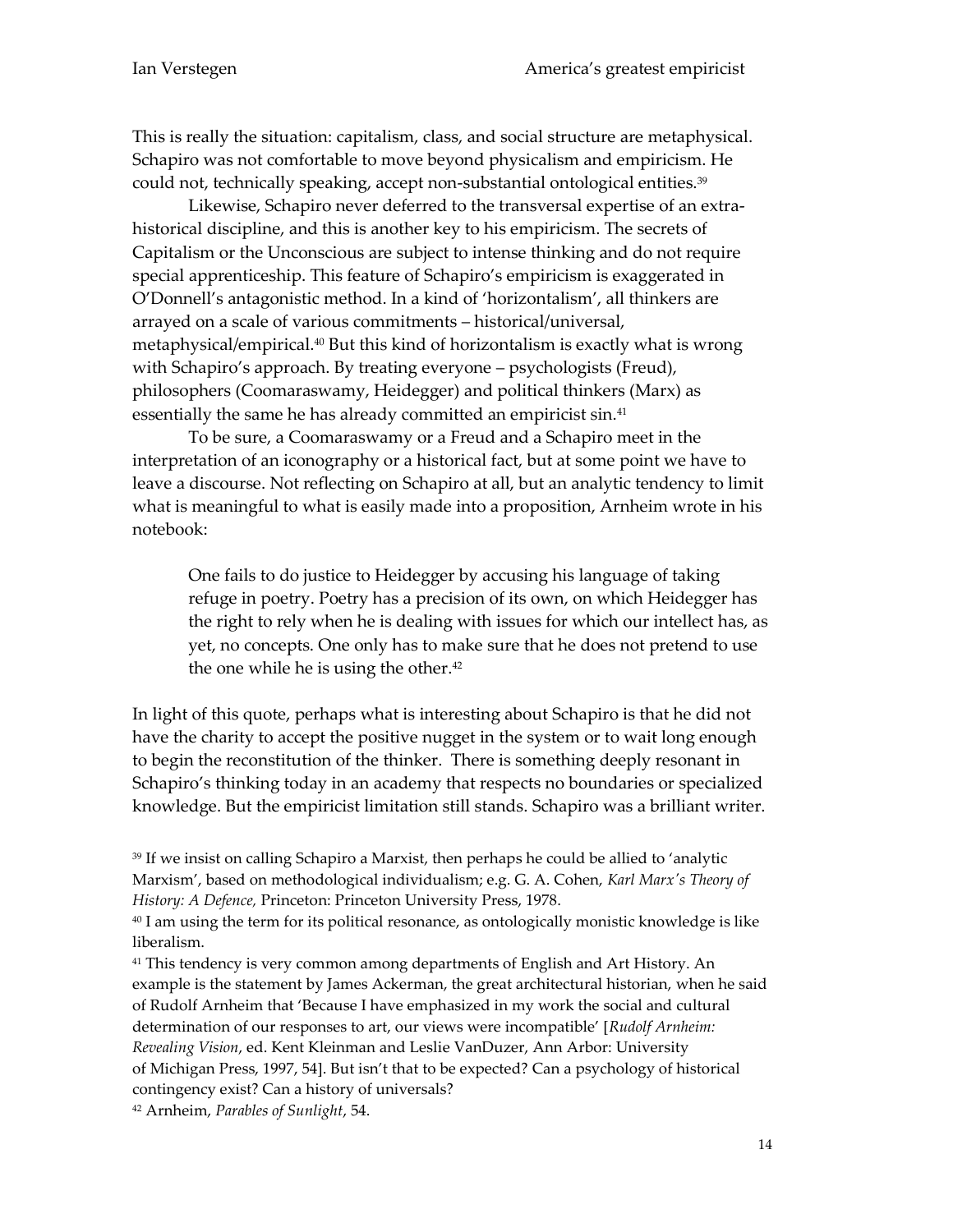This is really the situation: capitalism, class, and social structure are metaphysical. Schapiro was not comfortable to move beyond physicalism and empiricism. He could not, technically speaking, accept non-substantial ontological entities.[39]

Likewise, Schapiro never deferred to the transversal expertise of an extra-historical discipline, and this is another key to his empiricism. The secrets of Capitalism or the Unconscious are subject to intense thinking and do not require special apprenticeship. This feature of Schapiro's empiricism is exaggerated in O'Donnell's antagonistic method. In a kind of 'horizontalism', all thinkers are arrayed on a scale of various commitments – historical/universal, metaphysical/empirical.[40] But this kind of horizontalism is exactly what is wrong with Schapiro's approach. By treating everyone – psychologists (Freud), philosophers (Coomaraswamy, Heidegger) and political thinkers (Marx) as essentially the same he has already committed an empiricist sin.[41]

To be sure, a Coomaraswamy or a Freud and a Schapiro meet in the interpretation of an iconography or a historical fact, but at some point we have to leave a discourse. Not reflecting on Schapiro at all, but an analytic tendency to limit what is meaningful to what is easily made into a proposition, Arnheim wrote in his notebook:

> One fails to do justice to Heidegger by accusing his language of taking refuge in poetry. Poetry has a precision of its own, on which Heidegger has the right to rely when he is dealing with issues for which our intellect has, as yet, no concepts. One only has to make sure that he does not pretend to use the one while he is using the other.[42]

In light of this quote, perhaps what is interesting about Schapiro is that he did not have the charity to accept the positive nugget in the system or to wait long enough to begin the reconstitution of the thinker. There is something deeply resonant in Schapiro's thinking today in an academy that respects no boundaries or specialized knowledge. But the empiricist limitation still stands. Schapiro was a brilliant writer.

---

[39] If we insist on calling Schapiro a Marxist, then perhaps he could be allied to 'analytic Marxism', based on methodological individualism; e.g. G. A. Cohen, *Karl Marx's Theory of History: A Defence,* Princeton: Princeton University Press, 1978.

[40] I am using the term for its political resonance, as ontologically monistic knowledge is like liberalism.

[41] This tendency is very common among departments of English and Art History. An example is the statement by James Ackerman, the great architectural historian, when he said of Rudolf Arnheim that 'Because I have emphasized in my work the social and cultural determination of our responses to art, our views were incompatible' [*Rudolf Arnheim: Revealing Vision*, ed. Kent Kleinman and Leslie VanDuzer, Ann Arbor: University of Michigan Press, 1997, 54]. But isn't that to be expected? Can a psychology of historical contingency exist? Can a history of universals?

[42] Arnheim, *Parables of Sunlight*, 54.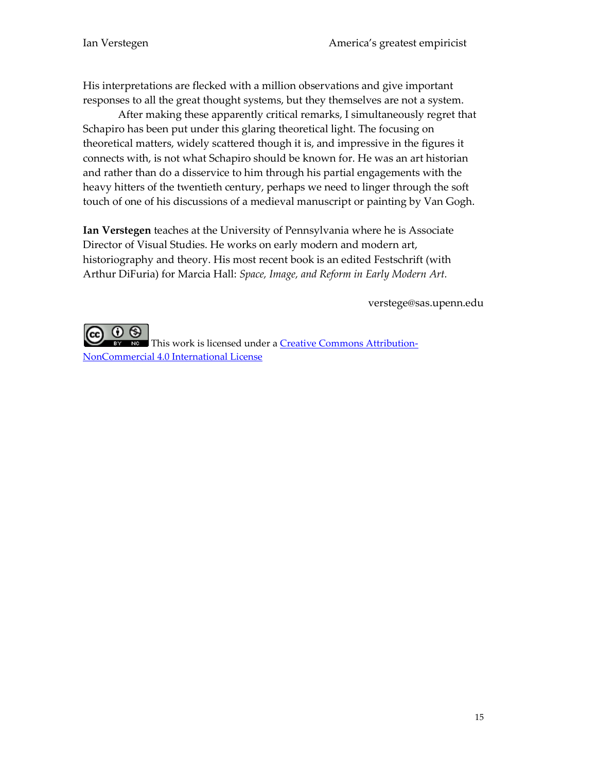His interpretations are flecked with a million observations and give important responses to all the great thought systems, but they themselves are not a system.

After making these apparently critical remarks, I simultaneously regret that Schapiro has been put under this glaring theoretical light. The focusing on theoretical matters, widely scattered though it is, and impressive in the figures it connects with, is not what Schapiro should be known for. He was an art historian and rather than do a disservice to him through his partial engagements with the heavy hitters of the twentieth century, perhaps we need to linger through the soft touch of one of his discussions of a medieval manuscript or painting by Van Gogh.

**Ian Verstegen** teaches at the University of Pennsylvania where he is Associate Director of Visual Studies. He works on early modern and modern art, historiography and theory. His most recent book is an edited Festschrift (with Arthur DiFuria) for Marcia Hall: *Space, Image, and Reform in Early Modern Art.*

verstege@sas.upenn.edu

This work is licensed under a Creative Commons Attribution-NonCommercial 4.0 International License